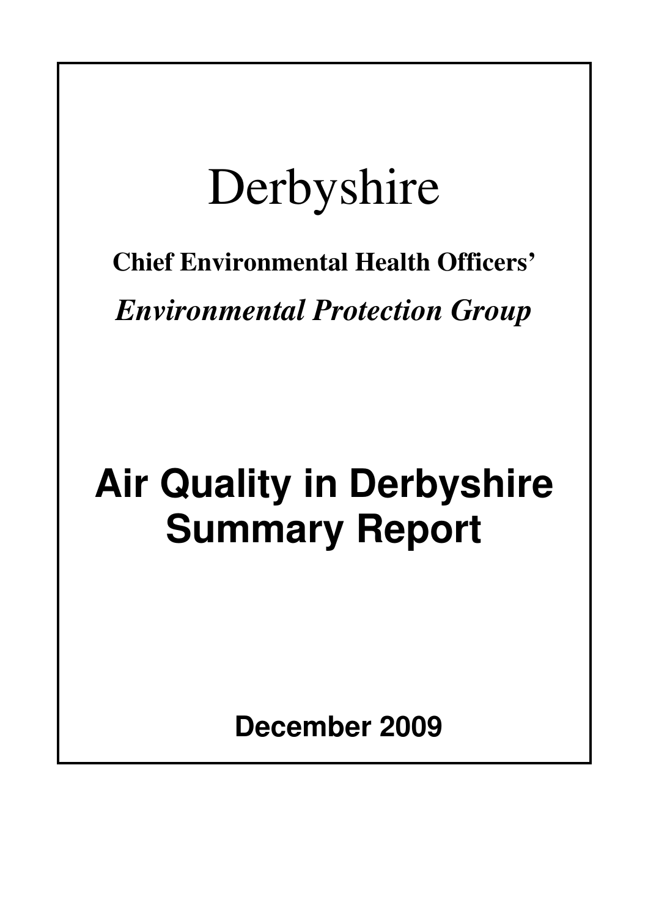# Derbyshire

**Chief Environmental Health Officers'**

***Environmental Protection Group***

# Air Quality in Derbyshire Summary Report

**December 2009**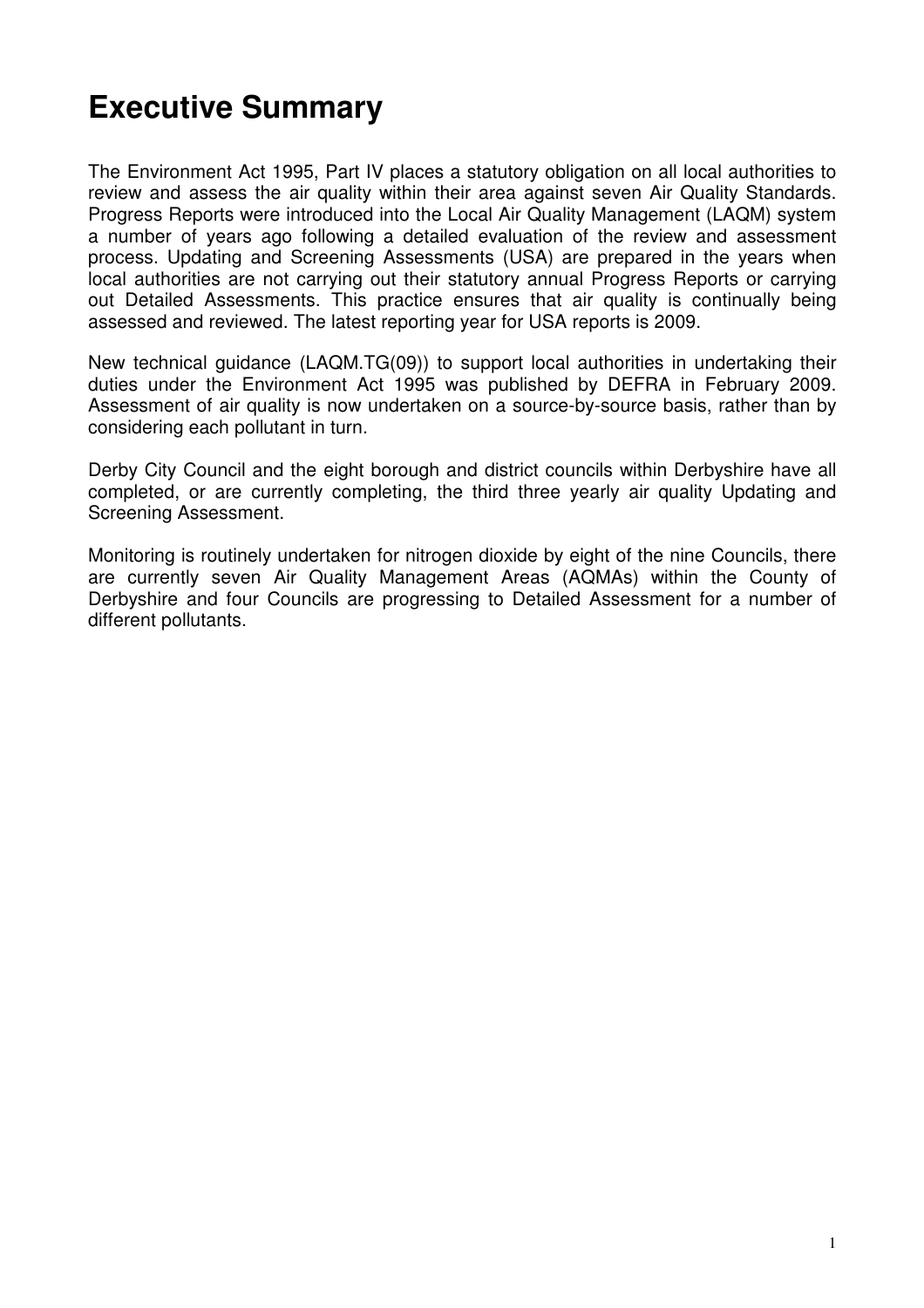# Executive Summary

The Environment Act 1995, Part IV places a statutory obligation on all local authorities to review and assess the air quality within their area against seven Air Quality Standards. Progress Reports were introduced into the Local Air Quality Management (LAQM) system a number of years ago following a detailed evaluation of the review and assessment process. Updating and Screening Assessments (USA) are prepared in the years when local authorities are not carrying out their statutory annual Progress Reports or carrying out Detailed Assessments. This practice ensures that air quality is continually being assessed and reviewed. The latest reporting year for USA reports is 2009.

New technical guidance (LAQM.TG(09)) to support local authorities in undertaking their duties under the Environment Act 1995 was published by DEFRA in February 2009. Assessment of air quality is now undertaken on a source-by-source basis, rather than by considering each pollutant in turn.

Derby City Council and the eight borough and district councils within Derbyshire have all completed, or are currently completing, the third three yearly air quality Updating and Screening Assessment.

Monitoring is routinely undertaken for nitrogen dioxide by eight of the nine Councils, there are currently seven Air Quality Management Areas (AQMAs) within the County of Derbyshire and four Councils are progressing to Detailed Assessment for a number of different pollutants.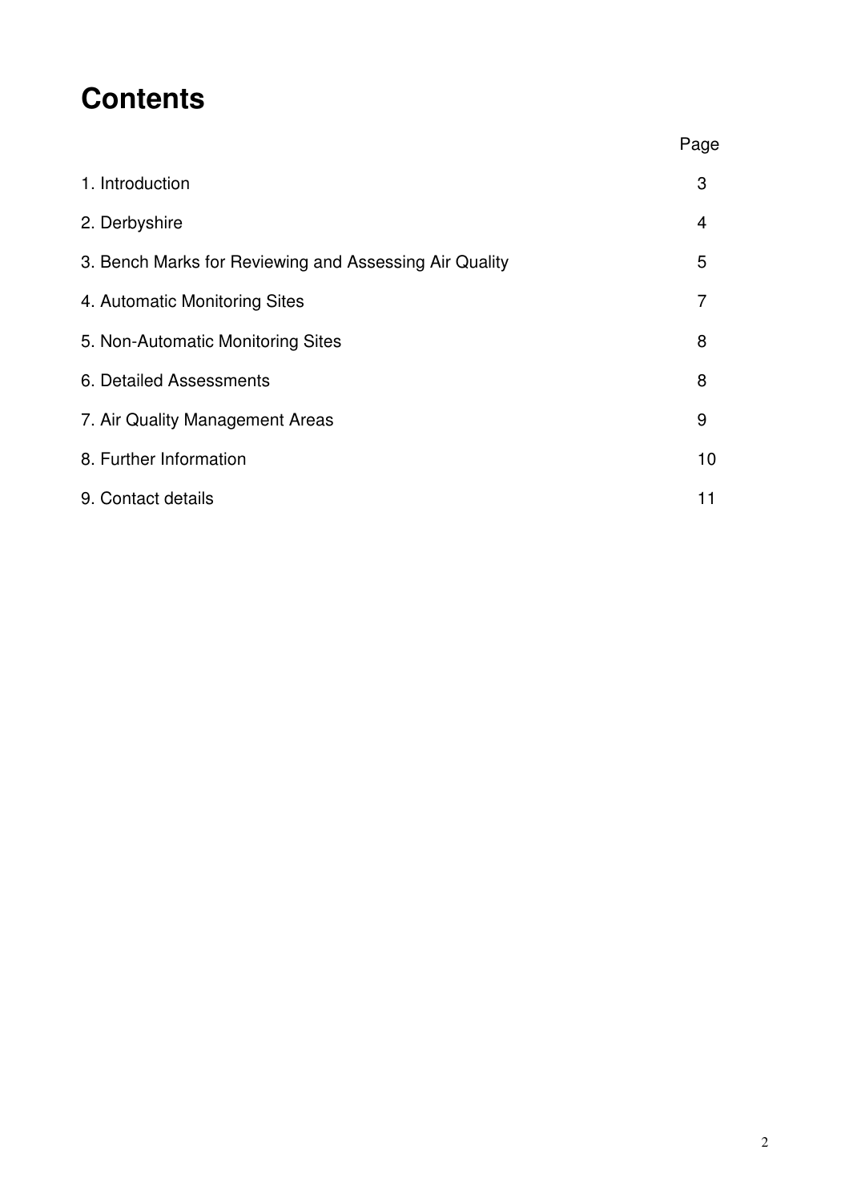# Contents

| | Page |
|---|---|
| 1. Introduction | 3 |
| 2. Derbyshire | 4 |
| 3. Bench Marks for Reviewing and Assessing Air Quality | 5 |
| 4. Automatic Monitoring Sites | 7 |
| 5. Non-Automatic Monitoring Sites | 8 |
| 6. Detailed Assessments | 8 |
| 7. Air Quality Management Areas | 9 |
| 8. Further Information | 10 |
| 9. Contact details | 11 |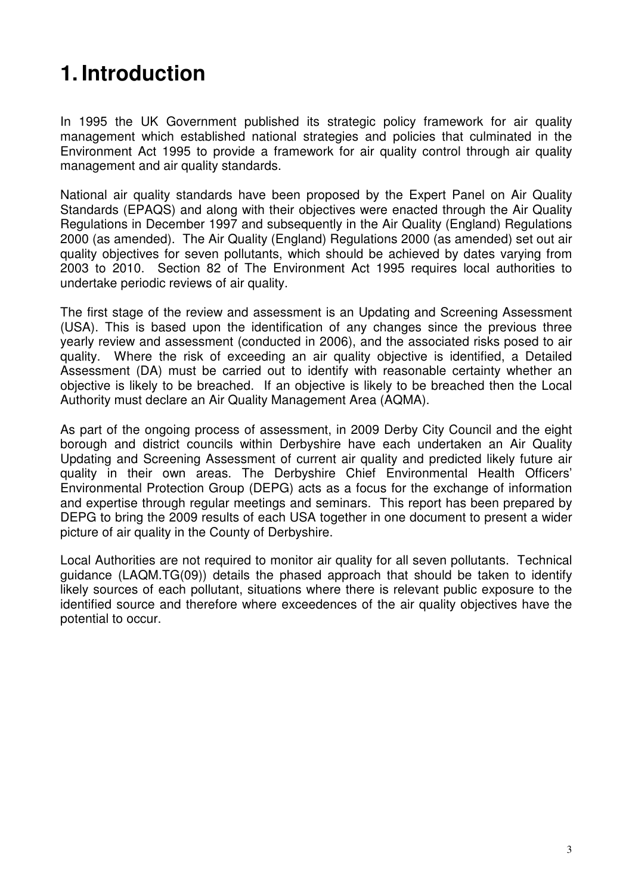# 1. Introduction

In 1995 the UK Government published its strategic policy framework for air quality management which established national strategies and policies that culminated in the Environment Act 1995 to provide a framework for air quality control through air quality management and air quality standards.

National air quality standards have been proposed by the Expert Panel on Air Quality Standards (EPAQS) and along with their objectives were enacted through the Air Quality Regulations in December 1997 and subsequently in the Air Quality (England) Regulations 2000 (as amended). The Air Quality (England) Regulations 2000 (as amended) set out air quality objectives for seven pollutants, which should be achieved by dates varying from 2003 to 2010. Section 82 of The Environment Act 1995 requires local authorities to undertake periodic reviews of air quality.

The first stage of the review and assessment is an Updating and Screening Assessment (USA). This is based upon the identification of any changes since the previous three yearly review and assessment (conducted in 2006), and the associated risks posed to air quality. Where the risk of exceeding an air quality objective is identified, a Detailed Assessment (DA) must be carried out to identify with reasonable certainty whether an objective is likely to be breached. If an objective is likely to be breached then the Local Authority must declare an Air Quality Management Area (AQMA).

As part of the ongoing process of assessment, in 2009 Derby City Council and the eight borough and district councils within Derbyshire have each undertaken an Air Quality Updating and Screening Assessment of current air quality and predicted likely future air quality in their own areas. The Derbyshire Chief Environmental Health Officers' Environmental Protection Group (DEPG) acts as a focus for the exchange of information and expertise through regular meetings and seminars. This report has been prepared by DEPG to bring the 2009 results of each USA together in one document to present a wider picture of air quality in the County of Derbyshire.

Local Authorities are not required to monitor air quality for all seven pollutants. Technical guidance (LAQM.TG(09)) details the phased approach that should be taken to identify likely sources of each pollutant, situations where there is relevant public exposure to the identified source and therefore where exceedences of the air quality objectives have the potential to occur.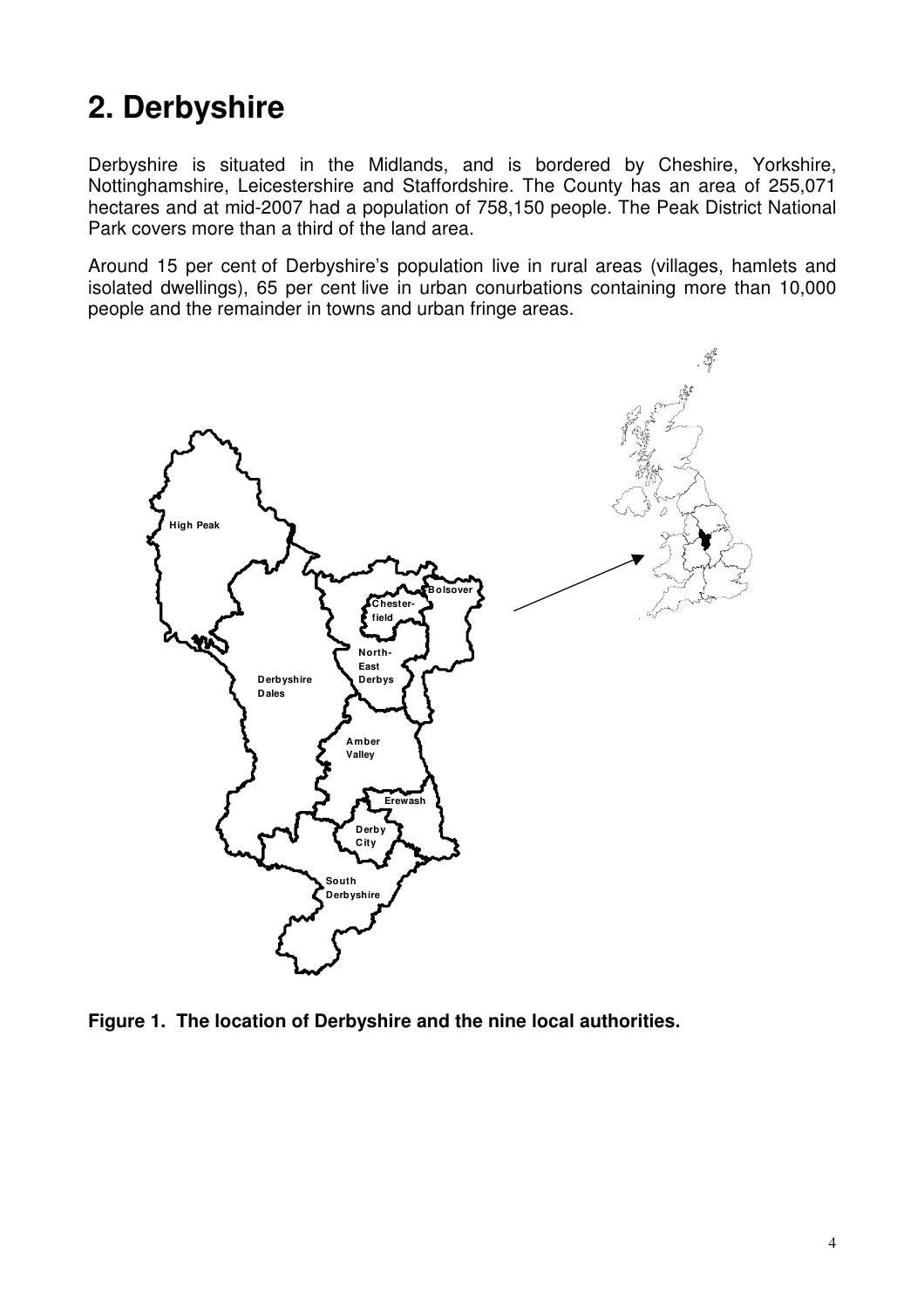# 2. Derbyshire

Derbyshire is situated in the Midlands, and is bordered by Cheshire, Yorkshire, Nottinghamshire, Leicestershire and Staffordshire. The County has an area of 255,071 hectares and at mid-2007 had a population of 758,150 people. The Peak District National Park covers more than a third of the land area.

Around 15 per cent of Derbyshire's population live in rural areas (villages, hamlets and isolated dwellings), 65 per cent live in urban conurbations containing more than 10,000 people and the remainder in towns and urban fringe areas.

**Figure 1. The location of Derbyshire and the nine local authorities.**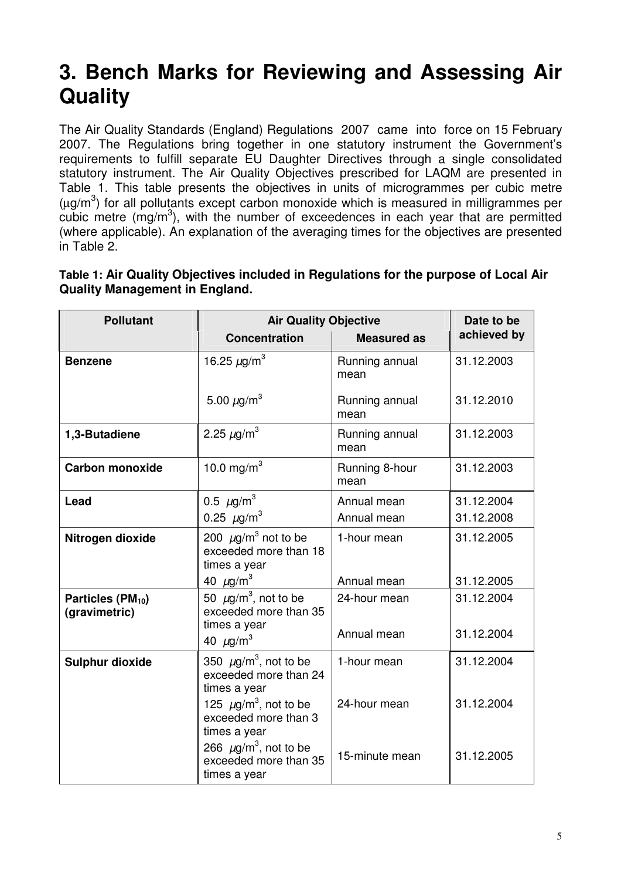# 3. Bench Marks for Reviewing and Assessing Air Quality

The Air Quality Standards (England) Regulations 2007 came into force on 15 February 2007. The Regulations bring together in one statutory instrument the Government's requirements to fulfill separate EU Daughter Directives through a single consolidated statutory instrument. The Air Quality Objectives prescribed for LAQM are presented in Table 1. This table presents the objectives in units of microgrammes per cubic metre ($\mu g/m^3$) for all pollutants except carbon monoxide which is measured in milligrammes per cubic metre ($mg/m^3$), with the number of exceedences in each year that are permitted (where applicable). An explanation of the averaging times for the objectives are presented in Table 2.

**Table 1: Air Quality Objectives included in Regulations for the purpose of Local Air Quality Management in England.**

| Pollutant | Air Quality Objective | | Date to be achieved by |
|---|---|---|---|
| | Concentration | Measured as | |
| **Benzene** | 16.25 $\mu g/m^3$ | Running annual mean | 31.12.2003 |
| | 5.00 $\mu g/m^3$ | Running annual mean | 31.12.2010 |
| **1,3-Butadiene** | 2.25 $\mu g/m^3$ | Running annual mean | 31.12.2003 |
| **Carbon monoxide** | 10.0 $mg/m^3$ | Running 8-hour mean | 31.12.2003 |
| **Lead** | 0.5 $\mu g/m^3$ | Annual mean | 31.12.2004 |
| | 0.25 $\mu g/m^3$ | Annual mean | 31.12.2008 |
| **Nitrogen dioxide** | 200 $\mu g/m^3$ not to be exceeded more than 18 times a year | 1-hour mean | 31.12.2005 |
| | 40 $\mu g/m^3$ | Annual mean | 31.12.2005 |
| **Particles ($PM_{10}$) (gravimetric)** | 50 $\mu g/m^3$, not to be exceeded more than 35 times a year | 24-hour mean | 31.12.2004 |
| | 40 $\mu g/m^3$ | Annual mean | 31.12.2004 |
| **Sulphur dioxide** | 350 $\mu g/m^3$, not to be exceeded more than 24 times a year | 1-hour mean | 31.12.2004 |
| | 125 $\mu g/m^3$, not to be exceeded more than 3 times a year | 24-hour mean | 31.12.2004 |
| | 266 $\mu g/m^3$, not to be exceeded more than 35 times a year | 15-minute mean | 31.12.2005 |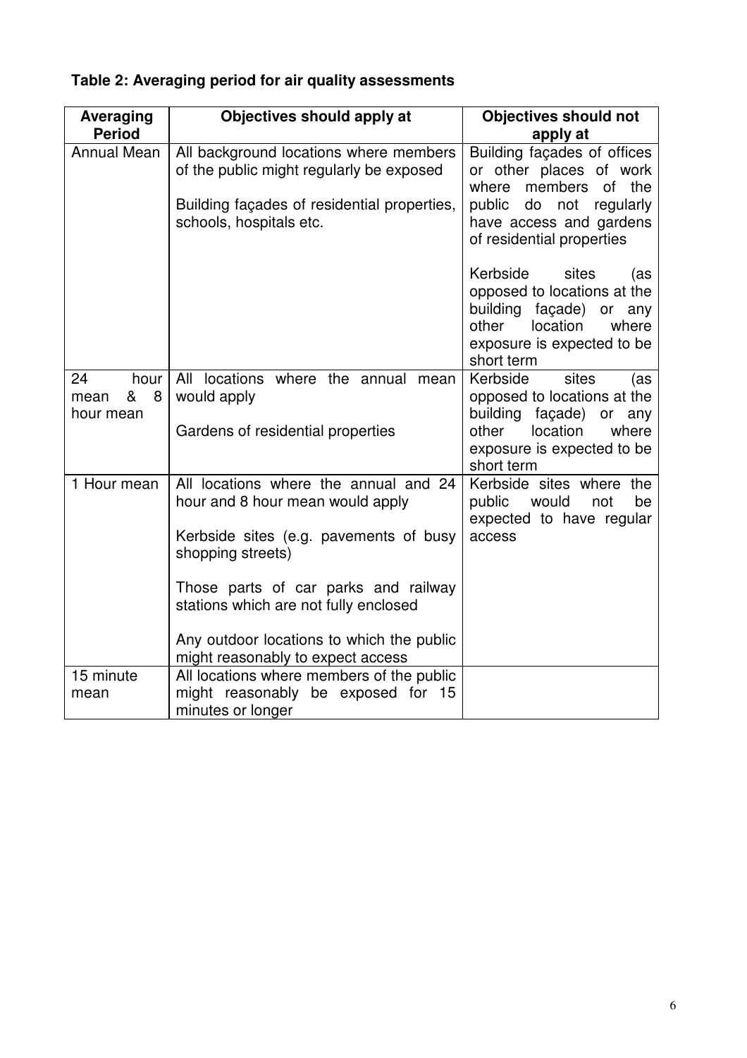**Table 2: Averaging period for air quality assessments**

| Averaging Period | Objectives should apply at | Objectives should not apply at |
| --- | --- | --- |
| Annual Mean | All background locations where members of the public might regularly be exposed<br><br>Building façades of residential properties, schools, hospitals etc. | Building façades of offices or other places of work where members of the public do not regularly have access and gardens of residential properties<br><br>Kerbside sites (as opposed to locations at the building façade) or any other location where exposure is expected to be short term |
| 24 hour mean & 8 hour mean | All locations where the annual mean would apply<br><br>Gardens of residential properties | Kerbside sites (as opposed to locations at the building façade) or any other location where exposure is expected to be short term |
| 1 Hour mean | All locations where the annual and 24 hour and 8 hour mean would apply<br><br>Kerbside sites (e.g. pavements of busy shopping streets)<br><br>Those parts of car parks and railway stations which are not fully enclosed<br><br>Any outdoor locations to which the public might reasonably to expect access | Kerbside sites where the public would not be expected to have regular access |
| 15 minute mean | All locations where members of the public might reasonably be exposed for 15 minutes or longer | |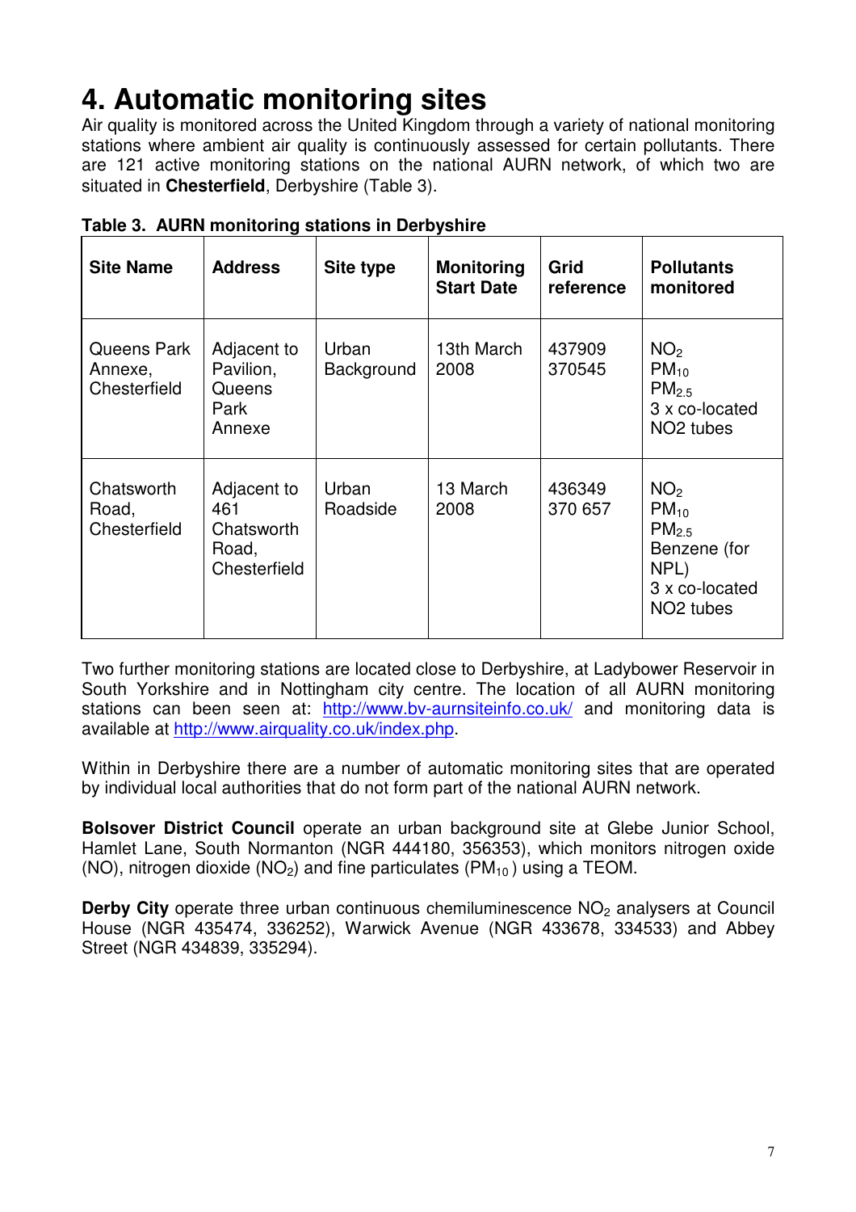# 4. Automatic monitoring sites

Air quality is monitored across the United Kingdom through a variety of national monitoring stations where ambient air quality is continuously assessed for certain pollutants. There are 121 active monitoring stations on the national AURN network, of which two are situated in **Chesterfield**, Derbyshire (Table 3).

**Table 3. AURN monitoring stations in Derbyshire**

| Site Name | Address | Site type | Monitoring Start Date | Grid reference | Pollutants monitored |
|---|---|---|---|---|---|
| Queens Park Annexe, Chesterfield | Adjacent to Pavilion, Queens Park Annexe | Urban Background | 13th March 2008 | 437909 370545 | $NO_2$<br>$PM_{10}$<br>$PM_{2.5}$<br>3 x co-located NO2 tubes |
| Chatsworth Road, Chesterfield | Adjacent to 461 Chatsworth Road, Chesterfield | Urban Roadside | 13 March 2008 | 436349 370 657 | $NO_2$<br>$PM_{10}$<br>$PM_{2.5}$<br>Benzene (for NPL)<br>3 x co-located NO2 tubes |

Two further monitoring stations are located close to Derbyshire, at Ladybower Reservoir in South Yorkshire and in Nottingham city centre. The location of all AURN monitoring stations can been seen at: http://www.bv-aurnsiteinfo.co.uk/ and monitoring data is available at http://www.airquality.co.uk/index.php.

Within in Derbyshire there are a number of automatic monitoring sites that are operated by individual local authorities that do not form part of the national AURN network.

**Bolsover District Council** operate an urban background site at Glebe Junior School, Hamlet Lane, South Normanton (NGR 444180, 356353), which monitors nitrogen oxide (NO), nitrogen dioxide ($NO_2$) and fine particulates ($PM_{10}$) using a TEOM.

**Derby City** operate three urban continuous chemiluminescence $NO_2$ analysers at Council House (NGR 435474, 336252), Warwick Avenue (NGR 433678, 334533) and Abbey Street (NGR 434839, 335294).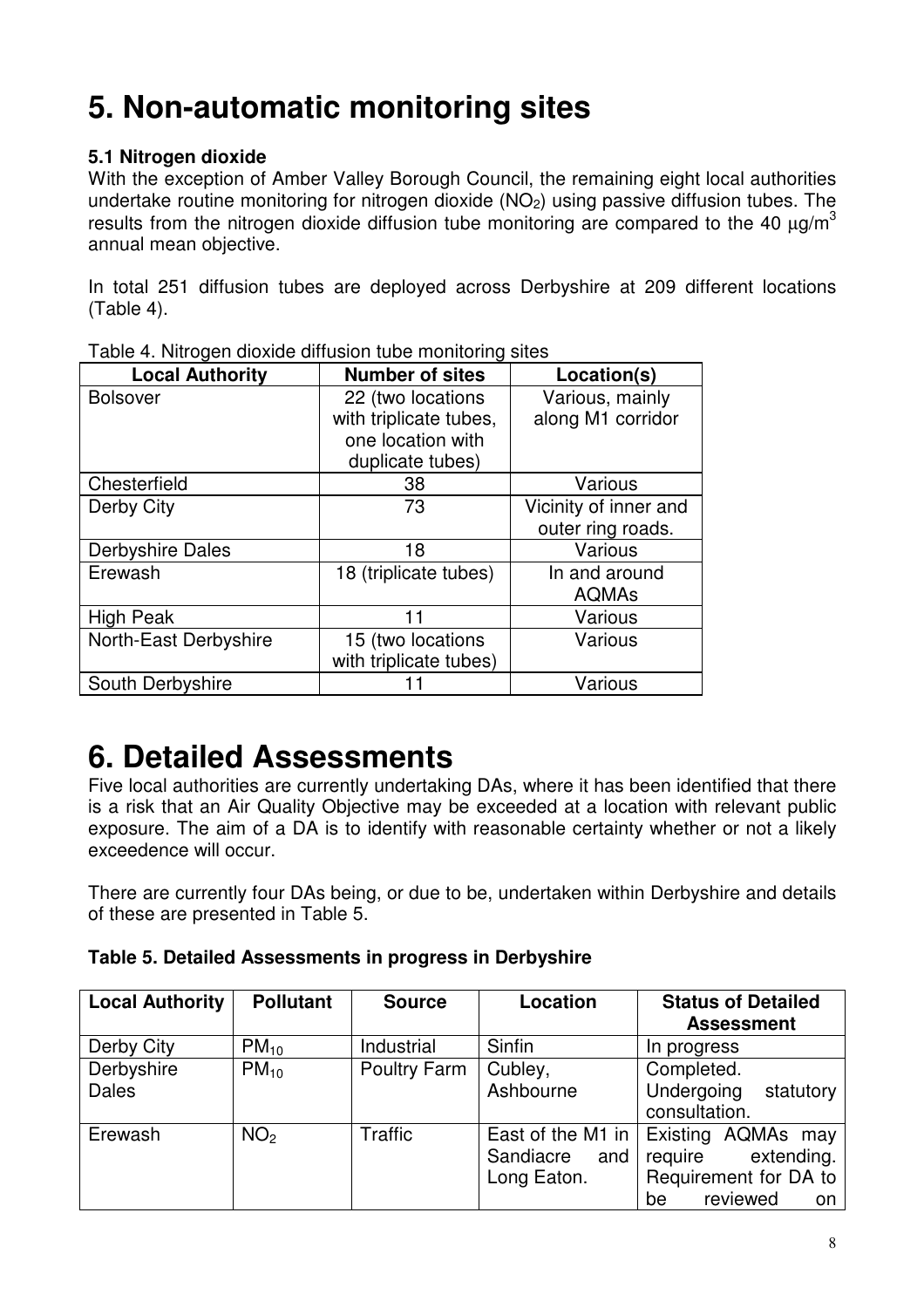# 5. Non-automatic monitoring sites

### 5.1 Nitrogen dioxide

With the exception of Amber Valley Borough Council, the remaining eight local authorities undertake routine monitoring for nitrogen dioxide ($NO_2$) using passive diffusion tubes. The results from the nitrogen dioxide diffusion tube monitoring are compared to the 40 $\mu g/m^3$ annual mean objective.

In total 251 diffusion tubes are deployed across Derbyshire at 209 different locations (Table 4).

Table 4. Nitrogen dioxide diffusion tube monitoring sites

| Local Authority | Number of sites | Location(s) |
|---|---|---|
| Bolsover | 22 (two locations with triplicate tubes, one location with duplicate tubes) | Various, mainly along M1 corridor |
| Chesterfield | 38 | Various |
| Derby City | 73 | Vicinity of inner and outer ring roads. |
| Derbyshire Dales | 18 | Various |
| Erewash | 18 (triplicate tubes) | In and around AQMAs |
| High Peak | 11 | Various |
| North-East Derbyshire | 15 (two locations with triplicate tubes) | Various |
| South Derbyshire | 11 | Various |

# 6. Detailed Assessments

Five local authorities are currently undertaking DAs, where it has been identified that there is a risk that an Air Quality Objective may be exceeded at a location with relevant public exposure. The aim of a DA is to identify with reasonable certainty whether or not a likely exceedence will occur.

There are currently four DAs being, or due to be, undertaken within Derbyshire and details of these are presented in Table 5.

**Table 5. Detailed Assessments in progress in Derbyshire**

| Local Authority | Pollutant | Source | Location | Status of Detailed Assessment |
|---|---|---|---|---|
| Derby City | $PM_{10}$ | Industrial | Sinfin | In progress |
| Derbyshire Dales | $PM_{10}$ | Poultry Farm | Cubley, Ashbourne | Completed. Undergoing statutory consultation. |
| Erewash | $NO_2$ | Traffic | East of the M1 in Sandiacre and Long Eaton. | Existing AQMAs may require extending. Requirement for DA to be reviewed on |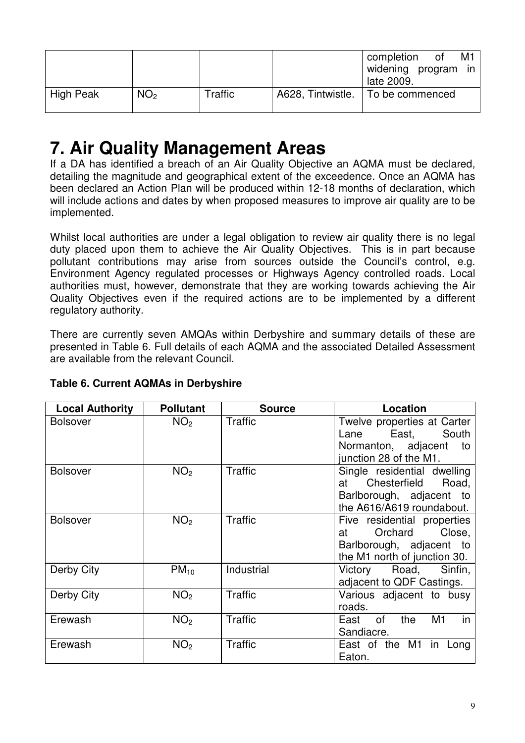| | | | | completion of M1 widening program in late 2009. |
|---|---|---|---|---|
| High Peak | $NO_2$ | Traffic | A628, Tintwistle. | To be commenced |

# 7. Air Quality Management Areas

If a DA has identified a breach of an Air Quality Objective an AQMA must be declared, detailing the magnitude and geographical extent of the exceedence. Once an AQMA has been declared an Action Plan will be produced within 12-18 months of declaration, which will include actions and dates by when proposed measures to improve air quality are to be implemented.

Whilst local authorities are under a legal obligation to review air quality there is no legal duty placed upon them to achieve the Air Quality Objectives. This is in part because pollutant contributions may arise from sources outside the Council's control, e.g. Environment Agency regulated processes or Highways Agency controlled roads. Local authorities must, however, demonstrate that they are working towards achieving the Air Quality Objectives even if the required actions are to be implemented by a different regulatory authority.

There are currently seven AMQAs within Derbyshire and summary details of these are presented in Table 6. Full details of each AQMA and the associated Detailed Assessment are available from the relevant Council.

**Table 6. Current AQMAs in Derbyshire**

| Local Authority | Pollutant | Source | Location |
|---|---|---|---|
| Bolsover | $NO_2$ | Traffic | Twelve properties at Carter Lane East, South Normanton, adjacent to junction 28 of the M1. |
| Bolsover | $NO_2$ | Traffic | Single residential dwelling at Chesterfield Road, Barlborough, adjacent to the A616/A619 roundabout. |
| Bolsover | $NO_2$ | Traffic | Five residential properties at Orchard Close, Barlborough, adjacent to the M1 north of junction 30. |
| Derby City | $PM_{10}$ | Industrial | Victory Road, Sinfin, adjacent to QDF Castings. |
| Derby City | $NO_2$ | Traffic | Various adjacent to busy roads. |
| Erewash | $NO_2$ | Traffic | East of the M1 in Sandiacre. |
| Erewash | $NO_2$ | Traffic | East of the M1 in Long Eaton. |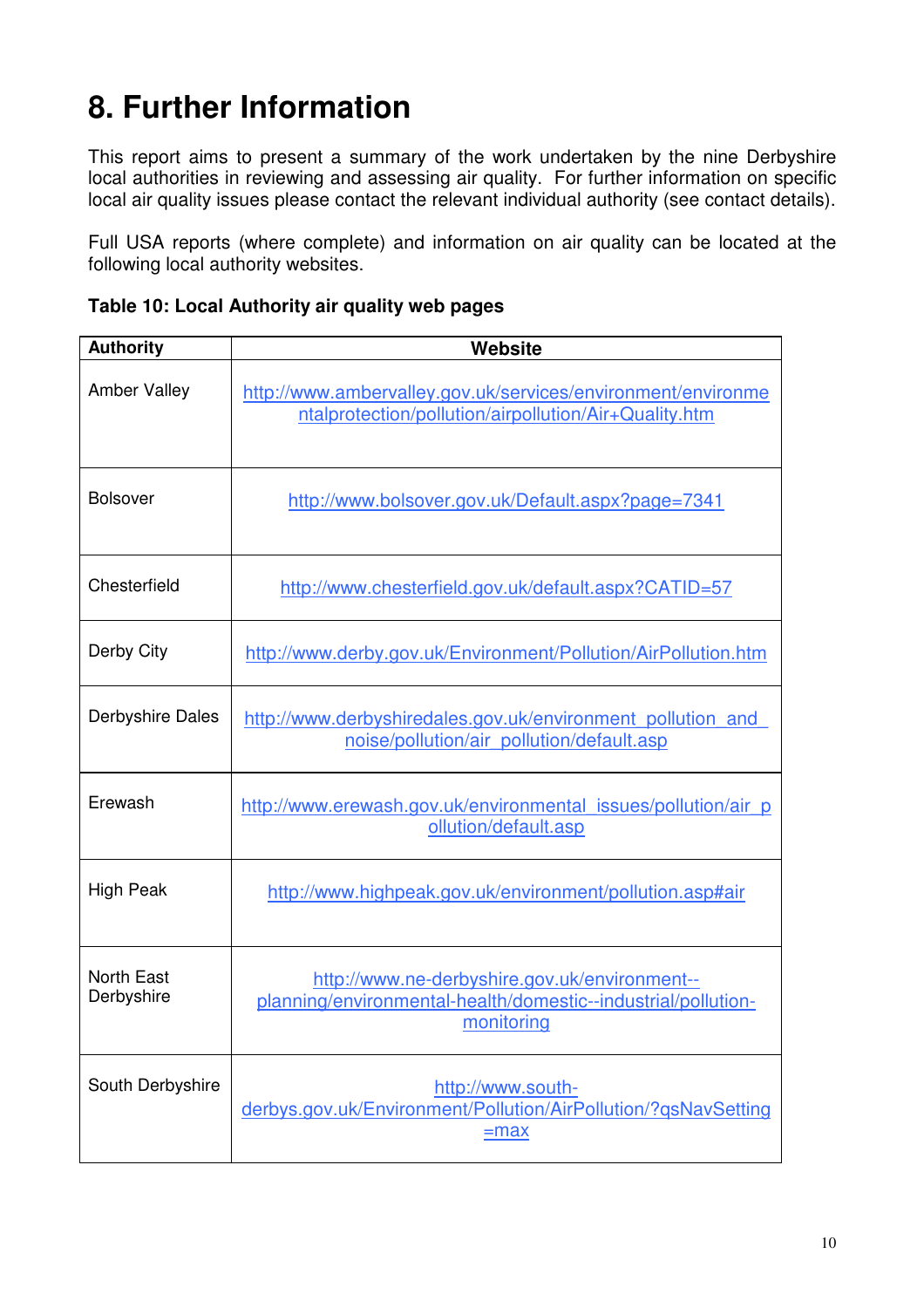# 8. Further Information

This report aims to present a summary of the work undertaken by the nine Derbyshire local authorities in reviewing and assessing air quality. For further information on specific local air quality issues please contact the relevant individual authority (see contact details).

Full USA reports (where complete) and information on air quality can be located at the following local authority websites.

**Table 10: Local Authority air quality web pages**

| Authority | Website |
|---|---|
| Amber Valley | http://www.ambervalley.gov.uk/services/environment/environmentalprotection/pollution/airpollution/Air+Quality.htm |
| Bolsover | http://www.bolsover.gov.uk/Default.aspx?page=7341 |
| Chesterfield | http://www.chesterfield.gov.uk/default.aspx?CATID=57 |
| Derby City | http://www.derby.gov.uk/Environment/Pollution/AirPollution.htm |
| Derbyshire Dales | http://www.derbyshiredales.gov.uk/environment_pollution_and_noise/pollution/air_pollution/default.asp |
| Erewash | http://www.erewash.gov.uk/environmental_issues/pollution/air_pollution/default.asp |
| High Peak | http://www.highpeak.gov.uk/environment/pollution.asp#air |
| North East Derbyshire | http://www.ne-derbyshire.gov.uk/environment--planning/environmental-health/domestic--industrial/pollution-monitoring |
| South Derbyshire | http://www.south-derbys.gov.uk/Environment/Pollution/AirPollution/?qsNavSetting=max |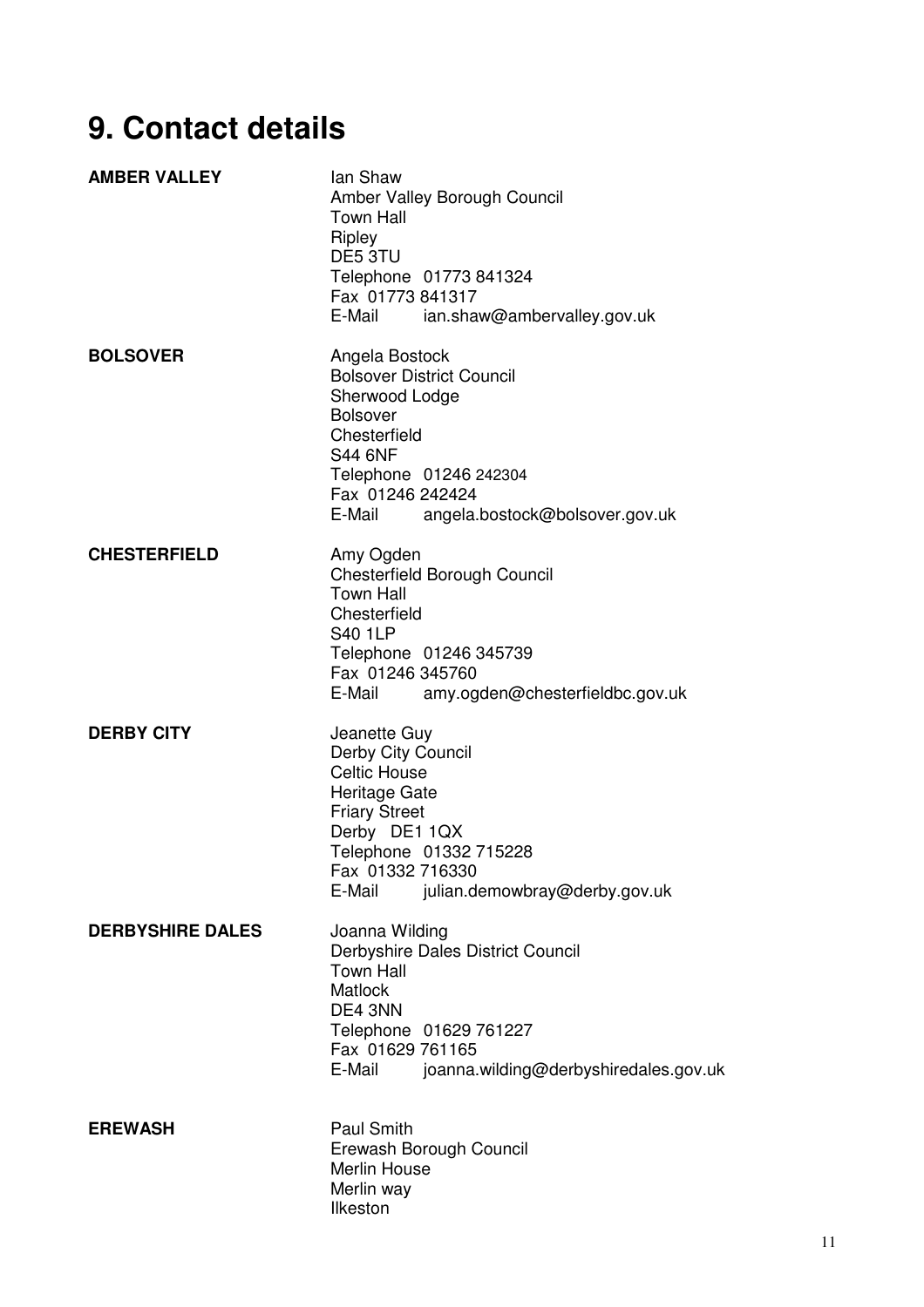# 9. Contact details

**AMBER VALLEY**

Ian Shaw
Amber Valley Borough Council
Town Hall
Ripley
DE5 3TU
Telephone 01773 841324
Fax 01773 841317
E-Mail ian.shaw@ambervalley.gov.uk

**BOLSOVER**

Angela Bostock
Bolsover District Council
Sherwood Lodge
Bolsover
Chesterfield
S44 6NF
Telephone 01246 242304
Fax 01246 242424
E-Mail angela.bostock@bolsover.gov.uk

**CHESTERFIELD**

Amy Ogden
Chesterfield Borough Council
Town Hall
Chesterfield
S40 1LP
Telephone 01246 345739
Fax 01246 345760
E-Mail amy.ogden@chesterfieldbc.gov.uk

**DERBY CITY**

Jeanette Guy
Derby City Council
Celtic House
Heritage Gate
Friary Street
Derby DE1 1QX
Telephone 01332 715228
Fax 01332 716330
E-Mail julian.demowbray@derby.gov.uk

**DERBYSHIRE DALES**

Joanna Wilding
Derbyshire Dales District Council
Town Hall
Matlock
DE4 3NN
Telephone 01629 761227
Fax 01629 761165
E-Mail joanna.wilding@derbyshiredales.gov.uk

**EREWASH**

Paul Smith
Erewash Borough Council
Merlin House
Merlin way
Ilkeston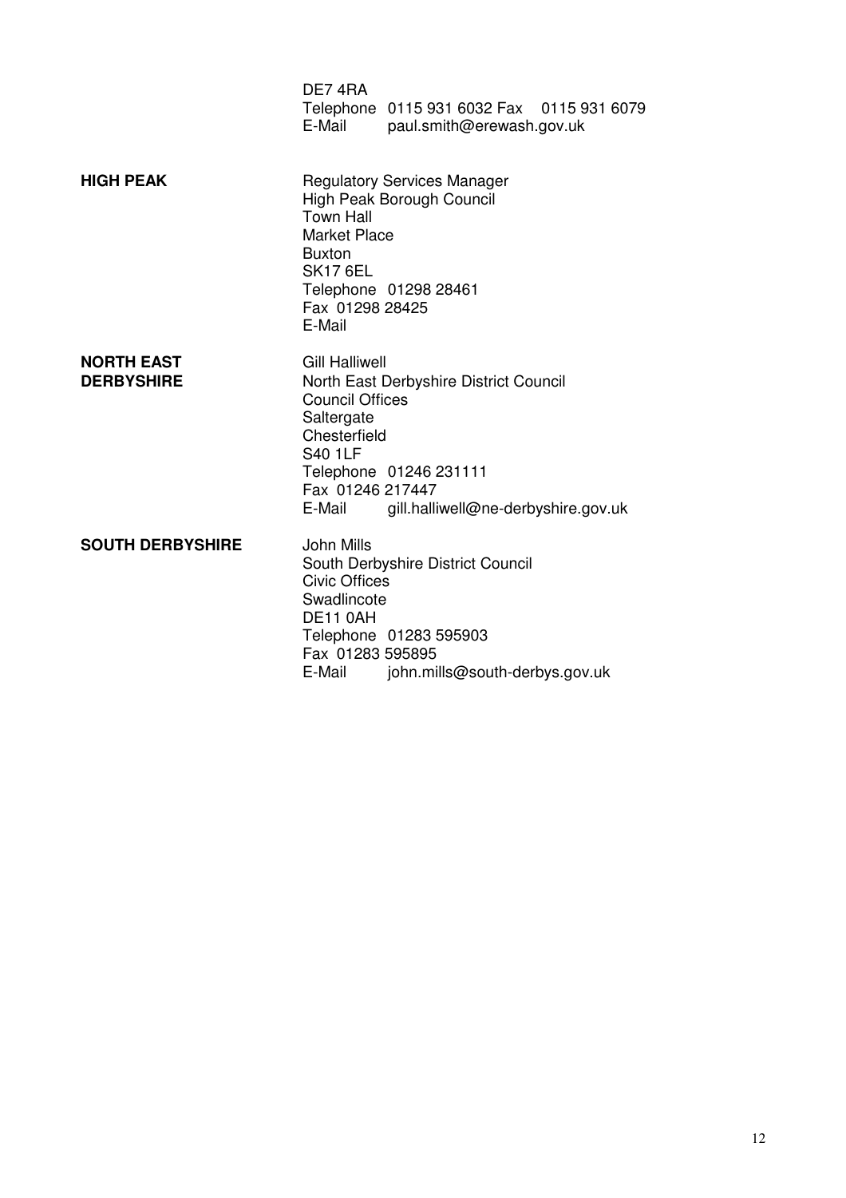DE7 4RA
Telephone 0115 931 6032 Fax 0115 931 6079
E-Mail paul.smith@erewash.gov.uk

**HIGH PEAK**

Regulatory Services Manager
High Peak Borough Council
Town Hall
Market Place
Buxton
SK17 6EL
Telephone 01298 28461
Fax 01298 28425
E-Mail

**NORTH EAST DERBYSHIRE**

Gill Halliwell
North East Derbyshire District Council
Council Offices
Saltergate
Chesterfield
S40 1LF
Telephone 01246 231111
Fax 01246 217447
E-Mail gill.halliwell@ne-derbyshire.gov.uk

**SOUTH DERBYSHIRE**

John Mills
South Derbyshire District Council
Civic Offices
Swadlincote
DE11 0AH
Telephone 01283 595903
Fax 01283 595895
E-Mail john.mills@south-derbys.gov.uk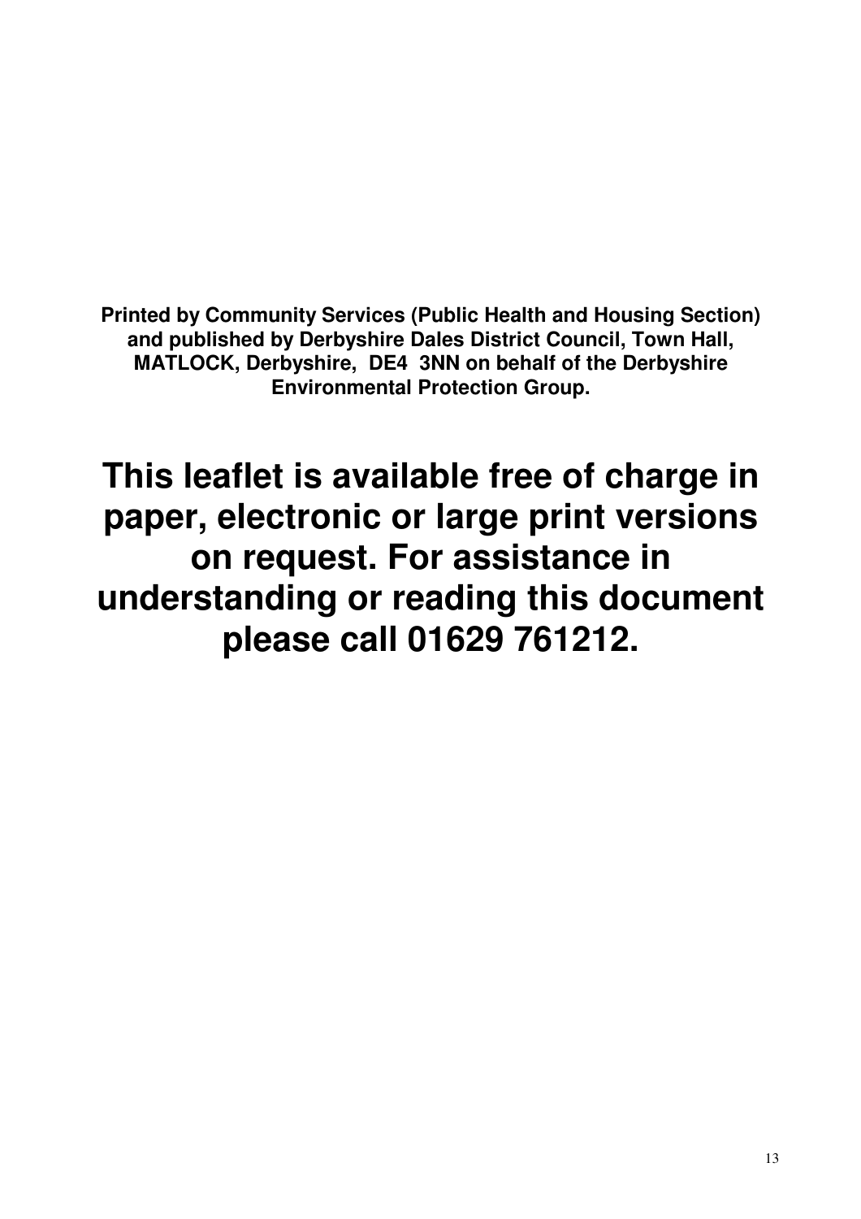**Printed by Community Services (Public Health and Housing Section) and published by Derbyshire Dales District Council, Town Hall, MATLOCK, Derbyshire, DE4 3NN on behalf of the Derbyshire Environmental Protection Group.**

**This leaflet is available free of charge in paper, electronic or large print versions on request. For assistance in understanding or reading this document please call 01629 761212.**